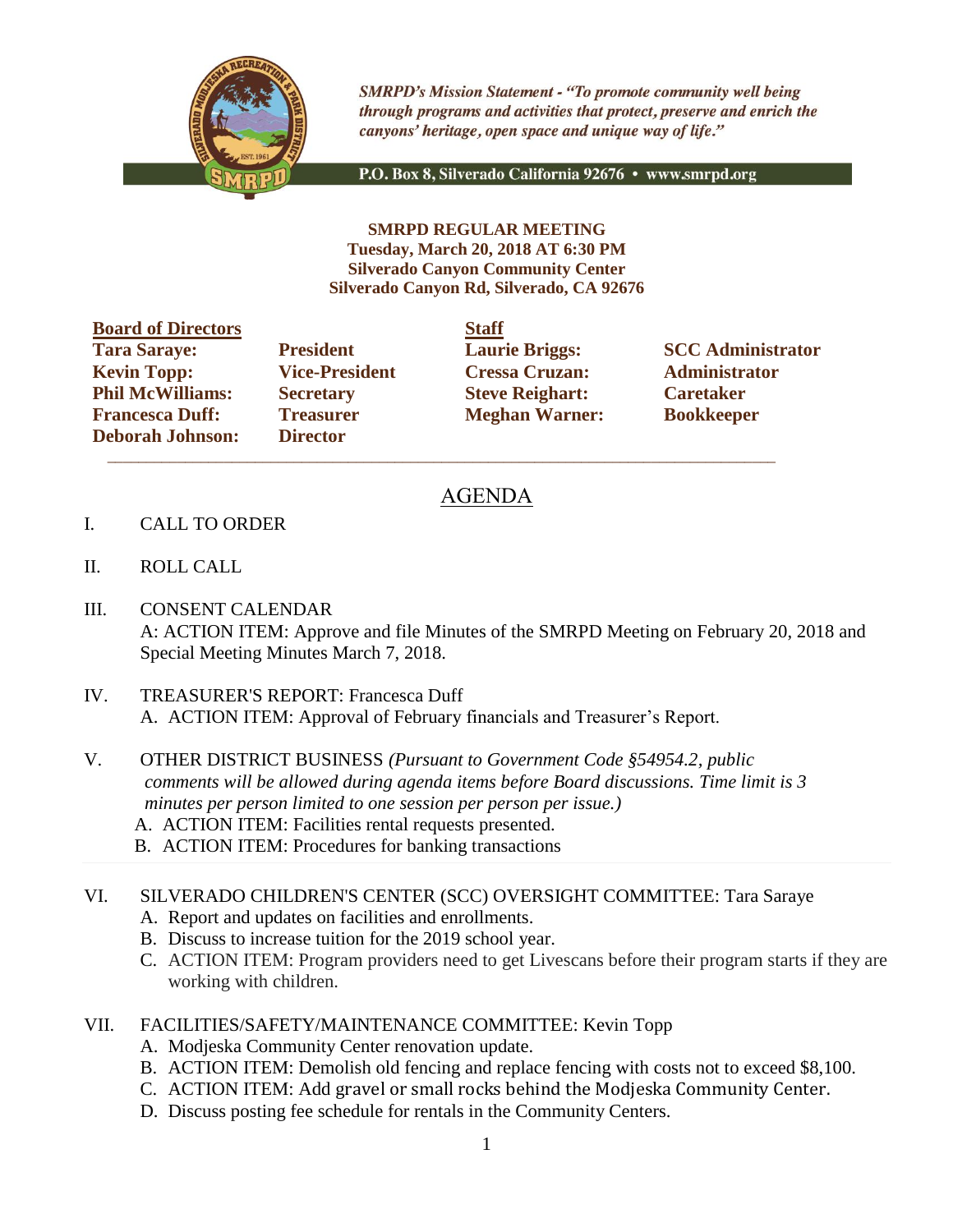*SMRPD's Mission Statement - "To promote community well being through programs and activities that protect, preserve and enrich the canyons' heritage, open space and unique way of life."*

P.O. Box 8, Silverado California 92676 • www.smrpd.org

**SMRPD REGULAR MEETING**
**Tuesday, March 20, 2018 AT 6:30 PM**
**Silverado Canyon Community Center**
**Silverado Canyon Rd, Silverado, CA 92676**

| **Board of Directors** | | **Staff** | |
|---|---|---|---|
| **Tara Saraye:** | **President** | **Laurie Briggs:** | **SCC Administrator** |
| **Kevin Topp:** | **Vice-President** | **Cressa Cruzan:** | **Administrator** |
| **Phil McWilliams:** | **Secretary** | **Steve Reighart:** | **Caretaker** |
| **Francesca Duff:** | **Treasurer** | **Meghan Warner:** | **Bookkeeper** |
| **Deborah Johnson:** | **Director** | | |

# AGENDA

I. CALL TO ORDER

II. ROLL CALL

III. CONSENT CALENDAR
A: ACTION ITEM: Approve and file Minutes of the SMRPD Meeting on February 20, 2018 and Special Meeting Minutes March 7, 2018.

IV. TREASURER'S REPORT: Francesca Duff
A. ACTION ITEM: Approval of February financials and Treasurer's Report.

V. OTHER DISTRICT BUSINESS *(Pursuant to Government Code §54954.2, public comments will be allowed during agenda items before Board discussions. Time limit is 3 minutes per person limited to one session per person per issue.)*
A. ACTION ITEM: Facilities rental requests presented.
B. ACTION ITEM: Procedures for banking transactions

VI. SILVERADO CHILDREN'S CENTER (SCC) OVERSIGHT COMMITTEE: Tara Saraye
A. Report and updates on facilities and enrollments.
B. Discuss to increase tuition for the 2019 school year.
C. ACTION ITEM: Program providers need to get Livescans before their program starts if they are working with children.

VII. FACILITIES/SAFETY/MAINTENANCE COMMITTEE: Kevin Topp
A. Modjeska Community Center renovation update.
B. ACTION ITEM: Demolish old fencing and replace fencing with costs not to exceed $8,100.
C. ACTION ITEM: Add gravel or small rocks behind the Modjeska Community Center.
D. Discuss posting fee schedule for rentals in the Community Centers.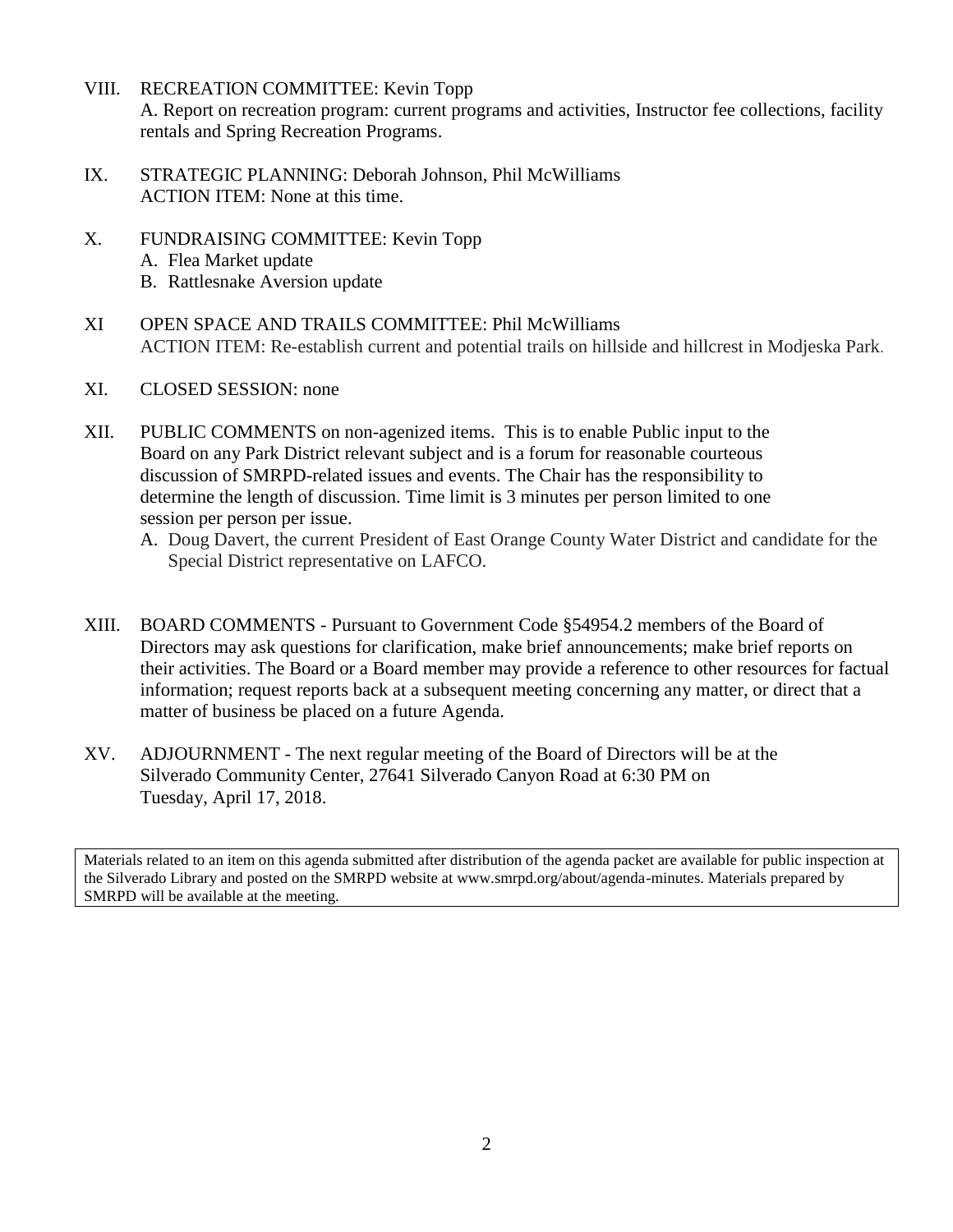VIII. RECREATION COMMITTEE: Kevin Topp
A. Report on recreation program: current programs and activities, Instructor fee collections, facility rentals and Spring Recreation Programs.

IX. STRATEGIC PLANNING: Deborah Johnson, Phil McWilliams
ACTION ITEM: None at this time.

X. FUNDRAISING COMMITTEE: Kevin Topp
A. Flea Market update
B. Rattlesnake Aversion update

XI OPEN SPACE AND TRAILS COMMITTEE: Phil McWilliams
ACTION ITEM: Re-establish current and potential trails on hillside and hillcrest in Modjeska Park.

XI. CLOSED SESSION: none

XII. PUBLIC COMMENTS on non-agenized items. This is to enable Public input to the Board on any Park District relevant subject and is a forum for reasonable courteous discussion of SMRPD-related issues and events. The Chair has the responsibility to determine the length of discussion. Time limit is 3 minutes per person limited to one session per person per issue.
A. Doug Davert, the current President of East Orange County Water District and candidate for the Special District representative on LAFCO.

XIII. BOARD COMMENTS - Pursuant to Government Code §54954.2 members of the Board of Directors may ask questions for clarification, make brief announcements; make brief reports on their activities. The Board or a Board member may provide a reference to other resources for factual information; request reports back at a subsequent meeting concerning any matter, or direct that a matter of business be placed on a future Agenda.

XV. ADJOURNMENT - The next regular meeting of the Board of Directors will be at the Silverado Community Center, 27641 Silverado Canyon Road at 6:30 PM on Tuesday, April 17, 2018.

Materials related to an item on this agenda submitted after distribution of the agenda packet are available for public inspection at the Silverado Library and posted on the SMRPD website at www.smrpd.org/about/agenda-minutes. Materials prepared by SMRPD will be available at the meeting.